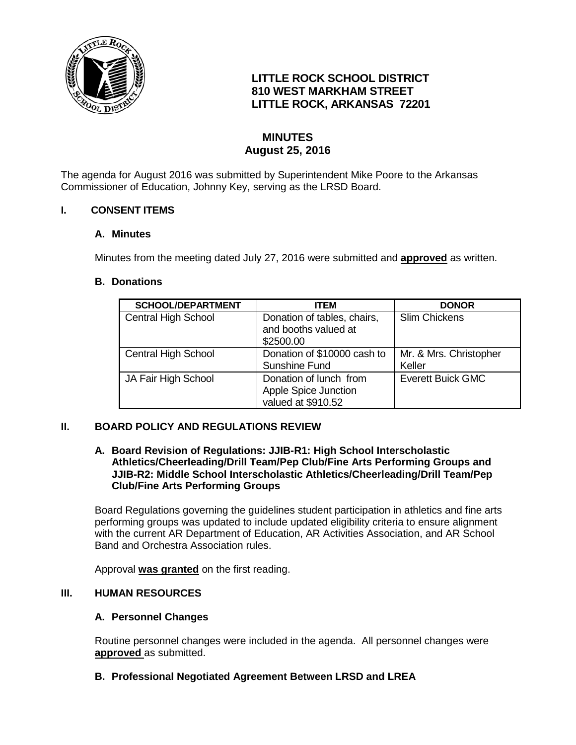**LITTLE ROCK SCHOOL DISTRICT**
**810 WEST MARKHAM STREET**
**LITTLE ROCK, ARKANSAS 72201**

# MINUTES
## August 25, 2016

The agenda for August 2016 was submitted by Superintendent Mike Poore to the Arkansas Commissioner of Education, Johnny Key, serving as the LRSD Board.

## I. CONSENT ITEMS

### A. Minutes

Minutes from the meeting dated July 27, 2016 were submitted and **approved** as written.

### B. Donations

| SCHOOL/DEPARTMENT | ITEM | DONOR |
|---|---|---|
| Central High School | Donation of tables, chairs, and booths valued at $2500.00 | Slim Chickens |
| Central High School | Donation of $10000 cash to Sunshine Fund | Mr. & Mrs. Christopher Keller |
| JA Fair High School | Donation of lunch from Apple Spice Junction valued at $910.52 | Everett Buick GMC |

## II. BOARD POLICY AND REGULATIONS REVIEW

### A. Board Revision of Regulations: JJIB-R1: High School Interscholastic Athletics/Cheerleading/Drill Team/Pep Club/Fine Arts Performing Groups and JJIB-R2: Middle School Interscholastic Athletics/Cheerleading/Drill Team/Pep Club/Fine Arts Performing Groups

Board Regulations governing the guidelines student participation in athletics and fine arts performing groups was updated to include updated eligibility criteria to ensure alignment with the current AR Department of Education, AR Activities Association, and AR School Band and Orchestra Association rules.

Approval **was granted** on the first reading.

## III. HUMAN RESOURCES

### A. Personnel Changes

Routine personnel changes were included in the agenda. All personnel changes were **approved** as submitted.

### B. Professional Negotiated Agreement Between LRSD and LREA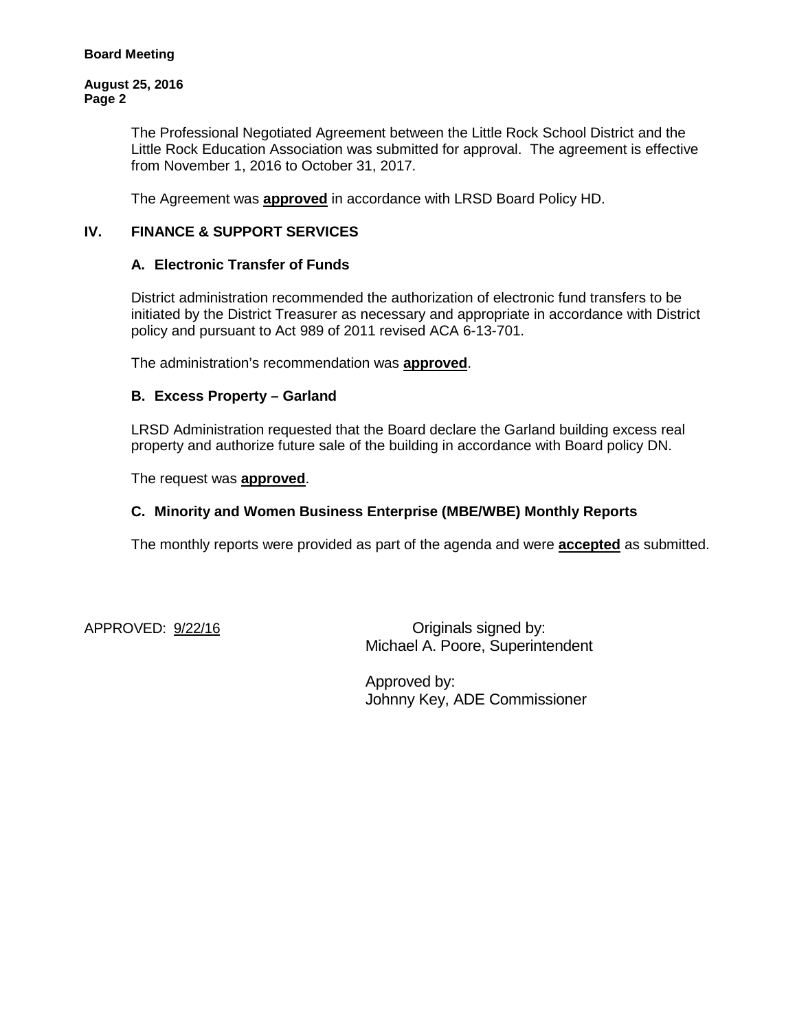The Professional Negotiated Agreement between the Little Rock School District and the Little Rock Education Association was submitted for approval. The agreement is effective from November 1, 2016 to October 31, 2017.

The Agreement was **approved** in accordance with LRSD Board Policy HD.

## IV. FINANCE & SUPPORT SERVICES

### A. Electronic Transfer of Funds

District administration recommended the authorization of electronic fund transfers to be initiated by the District Treasurer as necessary and appropriate in accordance with District policy and pursuant to Act 989 of 2011 revised ACA 6-13-701.

The administration's recommendation was **approved**.

### B. Excess Property – Garland

LRSD Administration requested that the Board declare the Garland building excess real property and authorize future sale of the building in accordance with Board policy DN.

The request was **approved**.

### C. Minority and Women Business Enterprise (MBE/WBE) Monthly Reports

The monthly reports were provided as part of the agenda and were **accepted** as submitted.

APPROVED: 9/22/16

Originals signed by:
Michael A. Poore, Superintendent

Approved by:
Johnny Key, ADE Commissioner